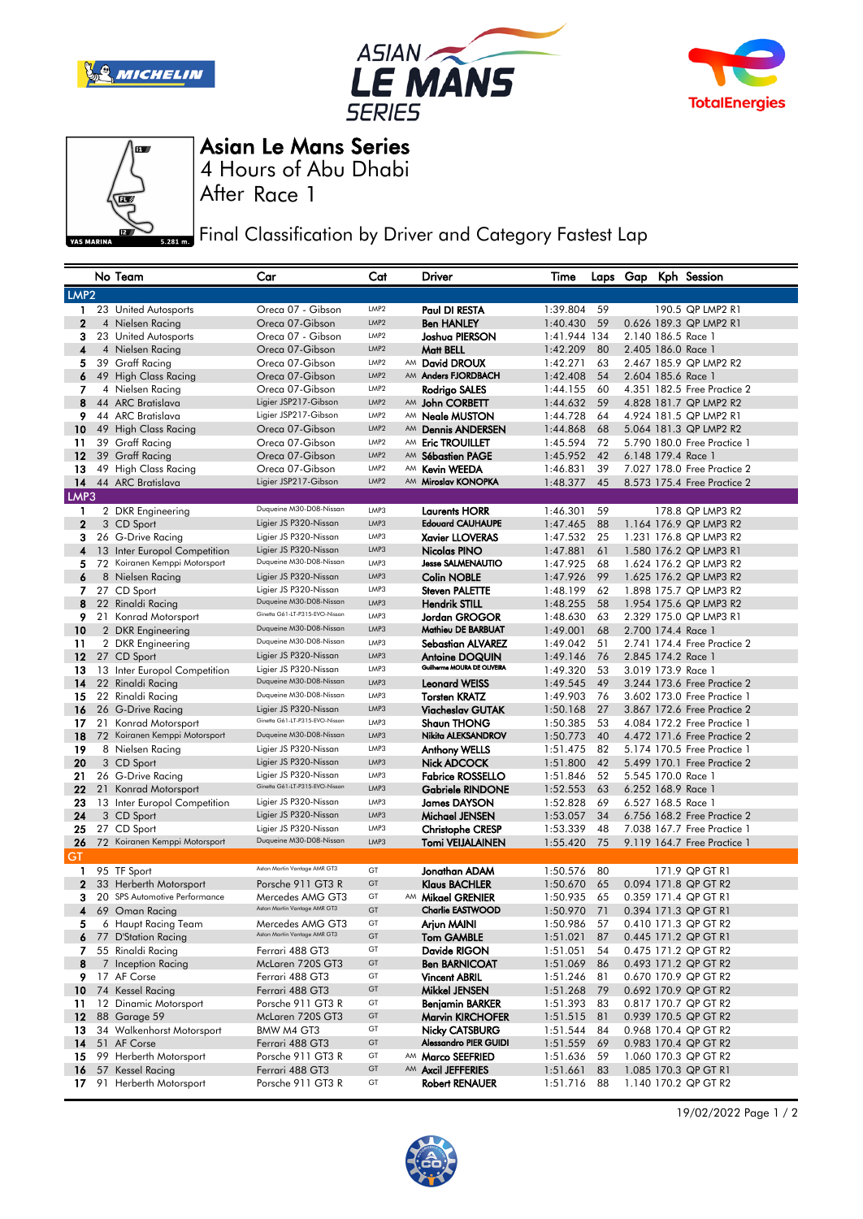# Asian Le Mans Series

## 4 Hours of Abu Dhabi

## After Race 1

VAS MARINA 5.281 m.

## Final Classification by Driver and Category Fastest Lap

| | No | Team | Car | Cat | | Driver | Time | Laps | Gap | Kph | Session |
|---|---|---|---|---|---|---|---|---|---|---|---|
| **LMP2** | | | | | | | | | | | |
| 1 | 23 | United Autosports | Oreca 07 - Gibson | LMP2 | | Paul DI RESTA | 1:39.804 | 59 | | 190.5 | QP LMP2 R1 |
| 2 | 4 | Nielsen Racing | Oreca 07-Gibson | LMP2 | | Ben HANLEY | 1:40.430 | 59 | 0.626 | 189.3 | QP LMP2 R1 |
| 3 | 23 | United Autosports | Oreca 07 - Gibson | LMP2 | | Joshua PIERSON | 1:41.944 | 134 | 2.140 | 186.5 | Race 1 |
| 4 | 4 | Nielsen Racing | Oreca 07-Gibson | LMP2 | | Matt BELL | 1:42.209 | 80 | 2.405 | 186.0 | Race 1 |
| 5 | 39 | Graff Racing | Oreca 07-Gibson | LMP2 | AM | David DROUX | 1:42.271 | 63 | 2.467 | 185.9 | QP LMP2 R2 |
| 6 | 49 | High Class Racing | Oreca 07-Gibson | LMP2 | AM | Anders FJORDBACH | 1:42.408 | 54 | 2.604 | 185.6 | Race 1 |
| 7 | 4 | Nielsen Racing | Oreca 07-Gibson | LMP2 | | Rodrigo SALES | 1:44.155 | 60 | 4.351 | 182.5 | Free Practice 2 |
| 8 | 44 | ARC Bratislava | Ligier JSP217-Gibson | LMP2 | AM | John CORBETT | 1:44.632 | 59 | 4.828 | 181.7 | QP LMP2 R2 |
| 9 | 44 | ARC Bratislava | Ligier JSP217-Gibson | LMP2 | AM | Neale MUSTON | 1:44.728 | 64 | 4.924 | 181.5 | QP LMP2 R1 |
| 10 | 49 | High Class Racing | Oreca 07-Gibson | LMP2 | AM | Dennis ANDERSEN | 1:44.868 | 68 | 5.064 | 181.3 | QP LMP2 R2 |
| 11 | 39 | Graff Racing | Oreca 07-Gibson | LMP2 | AM | Eric TROUILLET | 1:45.594 | 72 | 5.790 | 180.0 | Free Practice 1 |
| 12 | 39 | Graff Racing | Oreca 07-Gibson | LMP2 | AM | Sébastien PAGE | 1:45.952 | 42 | 6.148 | 179.4 | Race 1 |
| 13 | 49 | High Class Racing | Oreca 07-Gibson | LMP2 | AM | Kevin WEEDA | 1:46.831 | 39 | 7.027 | 178.0 | Free Practice 2 |
| 14 | 44 | ARC Bratislava | Ligier JSP217-Gibson | LMP2 | AM | Miroslav KONOPKA | 1:48.377 | 45 | 8.573 | 175.4 | Free Practice 2 |
| **LMP3** | | | | | | | | | | | |
| 1 | 2 | DKR Engineering | Duqueine M30-D08-Nissan | LMP3 | | Laurents HORR | 1:46.301 | 59 | | 178.8 | QP LMP3 R2 |
| 2 | 3 | CD Sport | Ligier JS P320-Nissan | LMP3 | | Edouard CAUHAUPE | 1:47.465 | 88 | 1.164 | 176.9 | QP LMP3 R2 |
| 3 | 26 | G-Drive Racing | Ligier JS P320-Nissan | LMP3 | | Xavier LLOVERAS | 1:47.532 | 25 | 1.231 | 176.8 | QP LMP3 R2 |
| 4 | 13 | Inter Europol Competition | Ligier JS P320-Nissan | LMP3 | | Nicolas PINO | 1:47.881 | 61 | 1.580 | 176.2 | QP LMP3 R1 |
| 5 | 72 | Koiranen Kemppi Motorsport | Duqueine M30-D08-Nissan | LMP3 | | Jesse SALMENAUTIO | 1:47.925 | 68 | 1.624 | 176.2 | QP LMP3 R2 |
| 6 | 8 | Nielsen Racing | Ligier JS P320-Nissan | LMP3 | | Colin NOBLE | 1:47.926 | 99 | 1.625 | 176.2 | QP LMP3 R2 |
| 7 | 27 | CD Sport | Ligier JS P320-Nissan | LMP3 | | Steven PALETTE | 1:48.199 | 62 | 1.898 | 175.7 | QP LMP3 R2 |
| 8 | 22 | Rinaldi Racing | Duqueine M30-D08-Nissan | LMP3 | | Hendrik STILL | 1:48.255 | 58 | 1.954 | 175.6 | QP LMP3 R2 |
| 9 | 21 | Konrad Motorsport | Ginetta G61-LT-P315-EVO-Nissan | LMP3 | | Jordan GROGOR | 1:48.630 | 63 | 2.329 | 175.0 | QP LMP3 R1 |
| 10 | 2 | DKR Engineering | Duqueine M30-D08-Nissan | LMP3 | | Mathieu DE BARBUAT | 1:49.001 | 68 | 2.700 | 174.4 | Race 1 |
| 11 | 2 | DKR Engineering | Duqueine M30-D08-Nissan | LMP3 | | Sebastian ALVAREZ | 1:49.042 | 51 | 2.741 | 174.4 | Free Practice 2 |
| 12 | 27 | CD Sport | Ligier JS P320-Nissan | LMP3 | | Antoine DOQUIN | 1:49.146 | 76 | 2.845 | 174.2 | Race 1 |
| 13 | 13 | Inter Europol Competition | Ligier JS P320-Nissan | LMP3 | | Guilherme MOURA DE OLIVEIRA | 1:49.320 | 53 | 3.019 | 173.9 | Race 1 |
| 14 | 22 | Rinaldi Racing | Duqueine M30-D08-Nissan | LMP3 | | Leonard WEISS | 1:49.545 | 49 | 3.244 | 173.6 | Free Practice 2 |
| 15 | 22 | Rinaldi Racing | Duqueine M30-D08-Nissan | LMP3 | | Torsten KRATZ | 1:49.903 | 76 | 3.602 | 173.0 | Free Practice 1 |
| 16 | 26 | G-Drive Racing | Ligier JS P320-Nissan | LMP3 | | Viacheslav GUTAK | 1:50.168 | 27 | 3.867 | 172.6 | Free Practice 2 |
| 17 | 21 | Konrad Motorsport | Ginetta G61-LT-P315-EVO-Nissan | LMP3 | | Shaun THONG | 1:50.385 | 53 | 4.084 | 172.2 | Free Practice 1 |
| 18 | 72 | Koiranen Kemppi Motorsport | Duqueine M30-D08-Nissan | LMP3 | | Nikita ALEKSANDROV | 1:50.773 | 40 | 4.472 | 171.6 | Free Practice 2 |
| 19 | 8 | Nielsen Racing | Ligier JS P320-Nissan | LMP3 | | Anthony WELLS | 1:51.475 | 82 | 5.174 | 170.5 | Free Practice 1 |
| 20 | 3 | CD Sport | Ligier JS P320-Nissan | LMP3 | | Nick ADCOCK | 1:51.800 | 42 | 5.499 | 170.1 | Free Practice 2 |
| 21 | 26 | G-Drive Racing | Ligier JS P320-Nissan | LMP3 | | Fabrice ROSSELLO | 1:51.846 | 52 | 5.545 | 170.0 | Race 1 |
| 22 | 21 | Konrad Motorsport | Ginetta G61-LT-P315-EVO-Nissan | LMP3 | | Gabriele RINDONE | 1:52.553 | 63 | 6.252 | 168.9 | Race 1 |
| 23 | 13 | Inter Europol Competition | Ligier JS P320-Nissan | LMP3 | | James DAYSON | 1:52.828 | 69 | 6.527 | 168.5 | Race 1 |
| 24 | 3 | CD Sport | Ligier JS P320-Nissan | LMP3 | | Michael JENSEN | 1:53.057 | 34 | 6.756 | 168.2 | Free Practice 2 |
| 25 | 27 | CD Sport | Ligier JS P320-Nissan | LMP3 | | Christophe CRESP | 1:53.339 | 48 | 7.038 | 167.7 | Free Practice 1 |
| 26 | 72 | Koiranen Kemppi Motorsport | Duqueine M30-D08-Nissan | LMP3 | | Tomi VEIJALAINEN | 1:55.420 | 75 | 9.119 | 164.7 | Free Practice 1 |
| **GT** | | | | | | | | | | | |
| 1 | 95 | TF Sport | Aston Martin Vantage AMR GT3 | GT | | Jonathan ADAM | 1:50.576 | 80 | | 171.9 | QP GT R1 |
| 2 | 33 | Herberth Motorsport | Porsche 911 GT3 R | GT | | Klaus BACHLER | 1:50.670 | 65 | 0.094 | 171.8 | QP GT R2 |
| 3 | 20 | SPS Automotive Performance | Mercedes AMG GT3 | GT | AM | Mikael GRENIER | 1:50.935 | 65 | 0.359 | 171.4 | QP GT R1 |
| 4 | 69 | Oman Racing | Aston Martin Vantage AMR GT3 | GT | | Charlie EASTWOOD | 1:50.970 | 71 | 0.394 | 171.3 | QP GT R1 |
| 5 | 6 | Haupt Racing Team | Mercedes AMG GT3 | GT | | Arjun MAINI | 1:50.986 | 57 | 0.410 | 171.3 | QP GT R2 |
| 6 | 77 | D'Station Racing | Aston Martin Vantage AMR GT3 | GT | | Tom GAMBLE | 1:51.021 | 87 | 0.445 | 171.2 | QP GT R1 |
| 7 | 55 | Rinaldi Racing | Ferrari 488 GT3 | GT | | Davide RIGON | 1:51.051 | 54 | 0.475 | 171.2 | QP GT R2 |
| 8 | 7 | Inception Racing | McLaren 720S GT3 | GT | | Ben BARNICOAT | 1:51.069 | 86 | 0.493 | 171.2 | QP GT R2 |
| 9 | 17 | AF Corse | Ferrari 488 GT3 | GT | | Vincent ABRIL | 1:51.246 | 81 | 0.670 | 170.9 | QP GT R2 |
| 10 | 74 | Kessel Racing | Ferrari 488 GT3 | GT | | Mikkel JENSEN | 1:51.268 | 79 | 0.692 | 170.9 | QP GT R2 |
| 11 | 12 | Dinamic Motorsport | Porsche 911 GT3 R | GT | | Benjamin BARKER | 1:51.393 | 83 | 0.817 | 170.7 | QP GT R2 |
| 12 | 88 | Garage 59 | McLaren 720S GT3 | GT | | Marvin KIRCHOFER | 1:51.515 | 81 | 0.939 | 170.5 | QP GT R2 |
| 13 | 34 | Walkenhorst Motorsport | BMW M4 GT3 | GT | | Nicky CATSBURG | 1:51.544 | 84 | 0.968 | 170.4 | QP GT R2 |
| 14 | 51 | AF Corse | Ferrari 488 GT3 | GT | | Alessandro PIER GUIDI | 1:51.559 | 69 | 0.983 | 170.4 | QP GT R2 |
| 15 | 99 | Herberth Motorsport | Porsche 911 GT3 R | GT | AM | Marco SEEFRIED | 1:51.636 | 59 | 1.060 | 170.3 | QP GT R2 |
| 16 | 57 | Kessel Racing | Ferrari 488 GT3 | GT | AM | Axcil JEFFERIES | 1:51.661 | 83 | 1.085 | 170.3 | QP GT R1 |
| 17 | 91 | Herberth Motorsport | Porsche 911 GT3 R | GT | | Robert RENAUER | 1:51.716 | 88 | 1.140 | 170.2 | QP GT R2 |

19/02/2022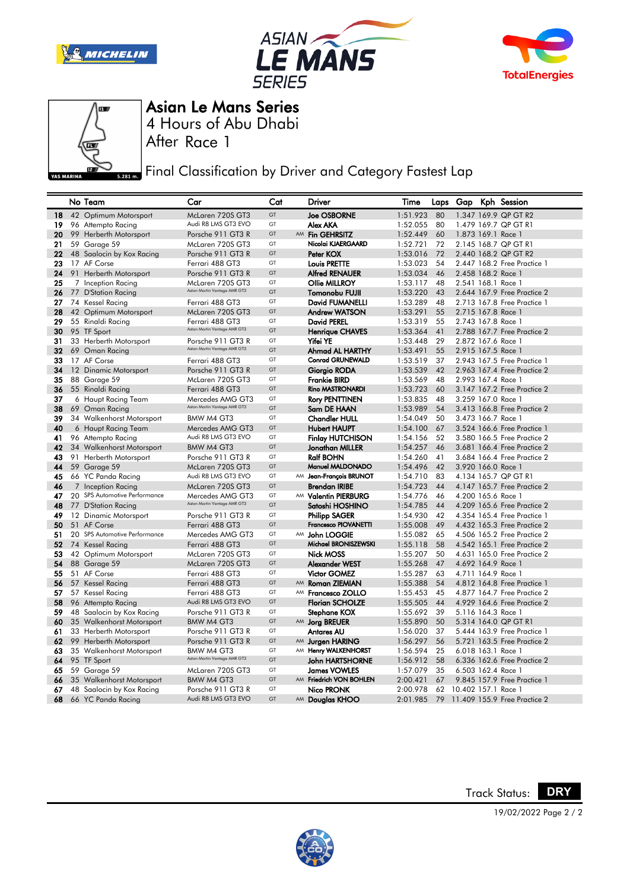# Asian Le Mans Series

4 Hours of Abu Dhabi

After Race 1

Final Classification by Driver and Category Fastest Lap

| | No | Team | Car | Cat | | Driver | Time | Laps | Gap | Kph | Session |
|---|---|---|---|---|---|---|---|---|---|---|---|
| 18 | 42 | Optimum Motorsport | McLaren 720S GT3 | GT | | Joe OSBORNE | 1:51.923 | 80 | 1.347 | 169.9 | QP GT R2 |
| 19 | 96 | Attempto Racing | Audi R8 LMS GT3 EVO | GT | | Alex AKA | 1:52.055 | 80 | 1.479 | 169.7 | QP GT R1 |
| 20 | 99 | Herberth Motorsport | Porsche 911 GT3 R | GT | AM | Fin GEHRSITZ | 1:52.449 | 60 | 1.873 | 169.1 | Race 1 |
| 21 | 59 | Garage 59 | McLaren 720S GT3 | GT | | Nicolai KJAERGAARD | 1:52.721 | 72 | 2.145 | 168.7 | QP GT R1 |
| 22 | 48 | Saalocin by Kox Racing | Porsche 911 GT3 R | GT | | Peter KOX | 1:53.016 | 72 | 2.440 | 168.2 | QP GT R2 |
| 23 | 17 | AF Corse | Ferrari 488 GT3 | GT | | Louis PRETTE | 1:53.023 | 54 | 2.447 | 168.2 | Free Practice 1 |
| 24 | 91 | Herberth Motorsport | Porsche 911 GT3 R | GT | | Alfred RENAUER | 1:53.034 | 46 | 2.458 | 168.2 | Race 1 |
| 25 | 7 | Inception Racing | McLaren 720S GT3 | GT | | Ollie MILLROY | 1:53.117 | 48 | 2.541 | 168.1 | Race 1 |
| 26 | 77 | D'Station Racing | Aston Martin Vantage AMR GT3 | GT | | Tomonobu FUJII | 1:53.220 | 43 | 2.644 | 167.9 | Free Practice 2 |
| 27 | 74 | Kessel Racing | Ferrari 488 GT3 | GT | | David FUMANELLI | 1:53.289 | 48 | 2.713 | 167.8 | Free Practice 1 |
| 28 | 42 | Optimum Motorsport | McLaren 720S GT3 | GT | | Andrew WATSON | 1:53.291 | 55 | 2.715 | 167.8 | Race 1 |
| 29 | 55 | Rinaldi Racing | Ferrari 488 GT3 | GT | | David PEREL | 1:53.319 | 55 | 2.743 | 167.8 | Race 1 |
| 30 | 95 | TF Sport | Aston Martin Vantage AMR GT3 | GT | | Henrique CHAVES | 1:53.364 | 41 | 2.788 | 167.7 | Free Practice 2 |
| 31 | 33 | Herberth Motorsport | Porsche 911 GT3 R | GT | | Yifei YE | 1:53.448 | 29 | 2.872 | 167.6 | Race 1 |
| 32 | 69 | Oman Racing | Aston Martin Vantage AMR GT3 | GT | | Ahmad AL HARTHY | 1:53.491 | 55 | 2.915 | 167.5 | Race 1 |
| 33 | 17 | AF Corse | Ferrari 488 GT3 | GT | | Conrad GRUNEWALD | 1:53.519 | 37 | 2.943 | 167.5 | Free Practice 1 |
| 34 | 12 | Dinamic Motorsport | Porsche 911 GT3 R | GT | | Giorgio RODA | 1:53.539 | 42 | 2.963 | 167.4 | Free Practice 2 |
| 35 | 88 | Garage 59 | McLaren 720S GT3 | GT | | Frankie BIRD | 1:53.569 | 48 | 2.993 | 167.4 | Race 1 |
| 36 | 55 | Rinaldi Racing | Ferrari 488 GT3 | GT | | Rino MASTRONARDI | 1:53.723 | 60 | 3.147 | 167.2 | Free Practice 2 |
| 37 | 6 | Haupt Racing Team | Mercedes AMG GT3 | GT | | Rory PENTTINEN | 1:53.835 | 48 | 3.259 | 167.0 | Race 1 |
| 38 | 69 | Oman Racing | Aston Martin Vantage AMR GT3 | GT | | Sam DE HAAN | 1:53.989 | 54 | 3.413 | 166.8 | Free Practice 2 |
| 39 | 34 | Walkenhorst Motorsport | BMW M4 GT3 | GT | | Chandler HULL | 1:54.049 | 50 | 3.473 | 166.7 | Race 1 |
| 40 | 6 | Haupt Racing Team | Mercedes AMG GT3 | GT | | Hubert HAUPT | 1:54.100 | 67 | 3.524 | 166.6 | Free Practice 1 |
| 41 | 96 | Attempto Racing | Audi R8 LMS GT3 EVO | GT | | Finlay HUTCHISON | 1:54.156 | 52 | 3.580 | 166.5 | Free Practice 2 |
| 42 | 34 | Walkenhorst Motorsport | BMW M4 GT3 | GT | | Jonathan MILLER | 1:54.257 | 46 | 3.681 | 166.4 | Free Practice 2 |
| 43 | 91 | Herberth Motorsport | Porsche 911 GT3 R | GT | | Ralf BOHN | 1:54.260 | 41 | 3.684 | 166.4 | Free Practice 2 |
| 44 | 59 | Garage 59 | McLaren 720S GT3 | GT | | Manuel MALDONADO | 1:54.496 | 42 | 3.920 | 166.0 | Race 1 |
| 45 | 66 | YC Panda Racing | Audi R8 LMS GT3 EVO | GT | AM | Jean-François BRUNOT | 1:54.710 | 83 | 4.134 | 165.7 | QP GT R1 |
| 46 | 7 | Inception Racing | McLaren 720S GT3 | GT | | Brendan IRIBE | 1:54.723 | 44 | 4.147 | 165.7 | Free Practice 2 |
| 47 | 20 | SPS Automotive Performance | Mercedes AMG GT3 | GT | AM | Valentin PIERBURG | 1:54.776 | 46 | 4.200 | 165.6 | Race 1 |
| 48 | 77 | D'Station Racing | Aston Martin Vantage AMR GT3 | GT | | Satoshi HOSHINO | 1:54.785 | 44 | 4.209 | 165.6 | Free Practice 2 |
| 49 | 12 | Dinamic Motorsport | Porsche 911 GT3 R | GT | | Philipp SAGER | 1:54.930 | 42 | 4.354 | 165.4 | Free Practice 1 |
| 50 | 51 | AF Corse | Ferrari 488 GT3 | GT | | Francesco PIOVANETTI | 1:55.008 | 49 | 4.432 | 165.3 | Free Practice 2 |
| 51 | 20 | SPS Automotive Performance | Mercedes AMG GT3 | GT | AM | John LOGGIE | 1:55.082 | 65 | 4.506 | 165.2 | Free Practice 2 |
| 52 | 74 | Kessel Racing | Ferrari 488 GT3 | GT | | Michael BRONISZEWSKI | 1:55.118 | 58 | 4.542 | 165.1 | Free Practice 2 |
| 53 | 42 | Optimum Motorsport | McLaren 720S GT3 | GT | | Nick MOSS | 1:55.207 | 50 | 4.631 | 165.0 | Free Practice 2 |
| 54 | 88 | Garage 59 | McLaren 720S GT3 | GT | | Alexander WEST | 1:55.268 | 47 | 4.692 | 164.9 | Race 1 |
| 55 | 51 | AF Corse | Ferrari 488 GT3 | GT | | Victor GOMEZ | 1:55.287 | 63 | 4.711 | 164.9 | Race 1 |
| 56 | 57 | Kessel Racing | Ferrari 488 GT3 | GT | AM | Roman ZIEMIAN | 1:55.388 | 54 | 4.812 | 164.8 | Free Practice 1 |
| 57 | 57 | Kessel Racing | Ferrari 488 GT3 | GT | AM | Francesco ZOLLO | 1:55.453 | 45 | 4.877 | 164.7 | Free Practice 2 |
| 58 | 96 | Attempto Racing | Audi R8 LMS GT3 EVO | GT | | Florian SCHOLZE | 1:55.505 | 44 | 4.929 | 164.6 | Free Practice 2 |
| 59 | 48 | Saalocin by Kox Racing | Porsche 911 GT3 R | GT | | Stephane KOX | 1:55.692 | 39 | 5.116 | 164.3 | Race 1 |
| 60 | 35 | Walkenhorst Motorsport | BMW M4 GT3 | GT | AM | Jorg BREUER | 1:55.890 | 50 | 5.314 | 164.0 | QP GT R1 |
| 61 | 33 | Herberth Motorsport | Porsche 911 GT3 R | GT | | Antares AU | 1:56.020 | 37 | 5.444 | 163.9 | Free Practice 1 |
| 62 | 99 | Herberth Motorsport | Porsche 911 GT3 R | GT | AM | Jurgen HARING | 1:56.297 | 56 | 5.721 | 163.5 | Free Practice 2 |
| 63 | 35 | Walkenhorst Motorsport | BMW M4 GT3 | GT | AM | Henry WALKENHORST | 1:56.594 | 25 | 6.018 | 163.1 | Race 1 |
| 64 | 95 | TF Sport | Aston Martin Vantage AMR GT3 | GT | | John HARTSHORNE | 1:56.912 | 58 | 6.336 | 162.6 | Free Practice 2 |
| 65 | 59 | Garage 59 | McLaren 720S GT3 | GT | | James VOWLES | 1:57.079 | 35 | 6.503 | 162.4 | Race 1 |
| 66 | 35 | Walkenhorst Motorsport | BMW M4 GT3 | GT | AM | Friedrich VON BOHLEN | 2:00.421 | 67 | 9.845 | 157.9 | Free Practice 1 |
| 67 | 48 | Saalocin by Kox Racing | Porsche 911 GT3 R | GT | | Nico PRONK | 2:00.978 | 62 | 10.402 | 157.1 | Race 1 |
| 68 | 66 | YC Panda Racing | Audi R8 LMS GT3 EVO | GT | AM | Douglas KHOO | 2:01.985 | 79 | 11.409 | 155.9 | Free Practice 2 |

Track Status: **DRY**

19/02/2022